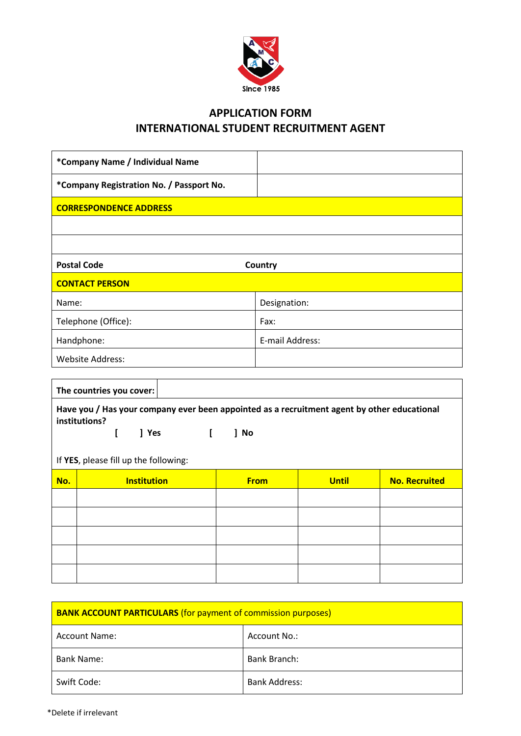Since 1985

# APPLICATION FORM
## INTERNATIONAL STUDENT RECRUITMENT AGENT

| **\*Company Name / Individual Name** | |
|---|---|
| **\*Company Registration No. / Passport No.** | |
| **CORRESPONDENCE ADDRESS** | |
| | |
| | |
| **Postal Code** | **Country** |
| **CONTACT PERSON** | |
| Name: | Designation: |
| Telephone (Office): | Fax: |
| Handphone: | E-mail Address: |
| Website Address: | |

**The countries you cover:**

**Have you / Has your company ever been appointed as a recruitment agent by other educational institutions?**

**[ ] Yes** **[ ] No**

If **YES**, please fill up the following:

| No. | Institution | From | Until | No. Recruited |
|---|---|---|---|---|
| | | | | |
| | | | | |
| | | | | |
| | | | | |
| | | | | |

| **BANK ACCOUNT PARTICULARS** (for payment of commission purposes) | |
|---|---|
| Account Name: | Account No.: |
| Bank Name: | Bank Branch: |
| Swift Code: | Bank Address: |

\*Delete if irrelevant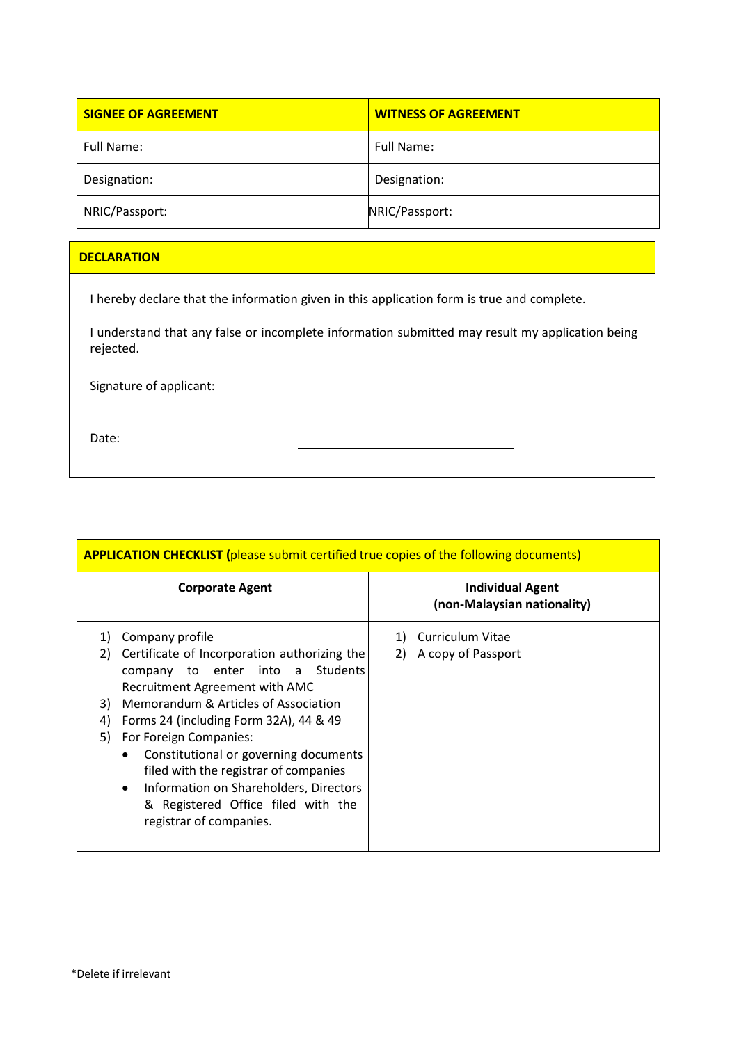| SIGNEE OF AGREEMENT | WITNESS OF AGREEMENT |
| --- | --- |
| Full Name: | Full Name: |
| Designation: | Designation: |
| NRIC/Passport: | NRIC/Passport: |

| DECLARATION |
| --- |
| I hereby declare that the information given in this application form is true and complete.<br><br>I understand that any false or incomplete information submitted may result my application being rejected.<br><br>Signature of applicant: ____________________<br><br>Date: ____________________ |

| **APPLICATION CHECKLIST (**please submit certified true copies of the following documents) | |
| --- | --- |
| **Corporate Agent** | **Individual Agent (non-Malaysian nationality)** |
| 1) Company profile<br>2) Certificate of Incorporation authorizing the company to enter into a Students Recruitment Agreement with AMC<br>3) Memorandum & Articles of Association<br>4) Forms 24 (including Form 32A), 44 & 49<br>5) For Foreign Companies:<br>• Constitutional or governing documents filed with the registrar of companies<br>• Information on Shareholders, Directors & Registered Office filed with the registrar of companies. | 1) Curriculum Vitae<br>2) A copy of Passport |

*Delete if irrelevant